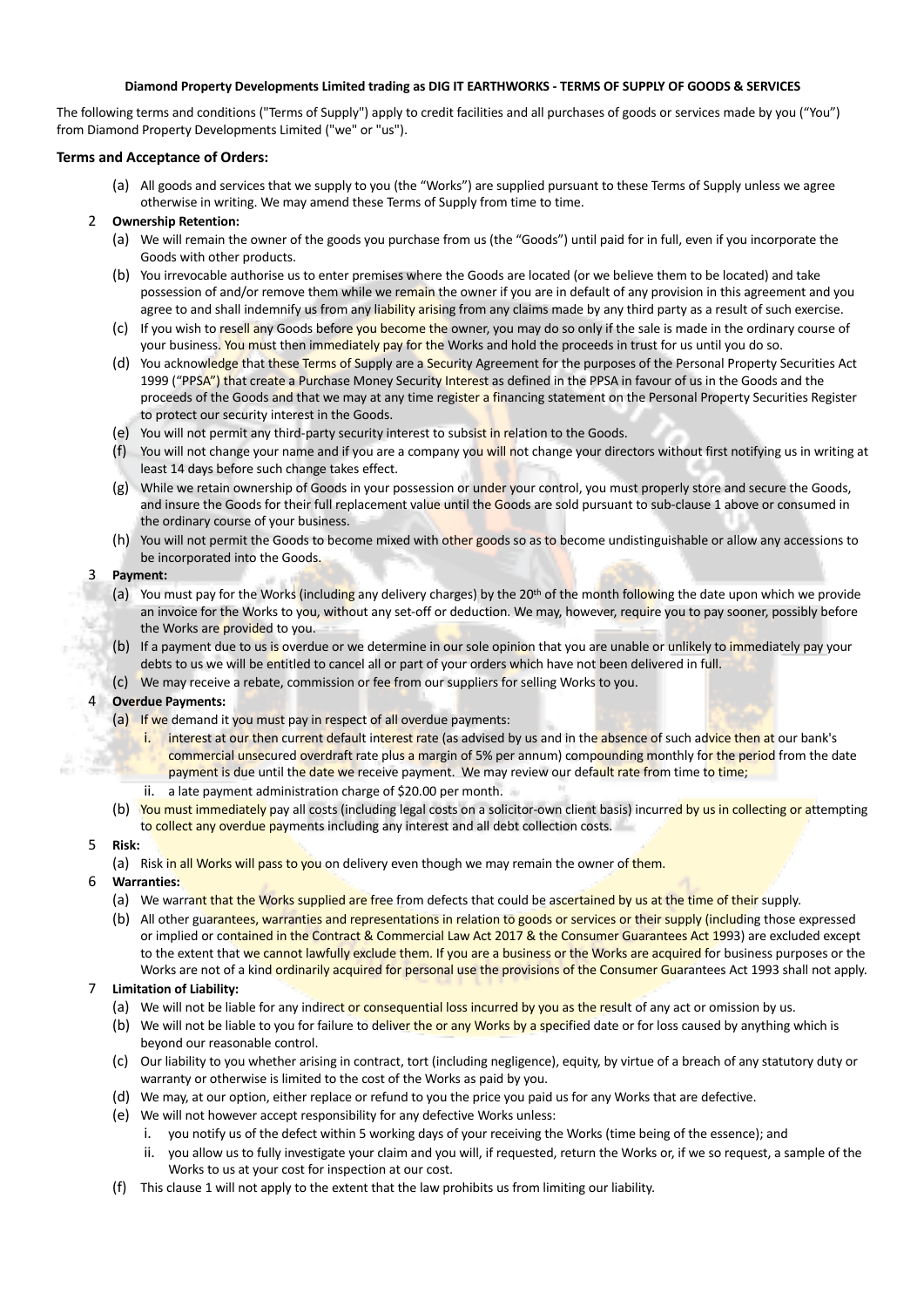**Diamond Property Developments Limited trading as DIG IT EARTHWORKS - TERMS OF SUPPLY OF GOODS & SERVICES**

The following terms and conditions ("Terms of Supply") apply to credit facilities and all purchases of goods or services made by you ("You") from Diamond Property Developments Limited ("we" or "us").

## Terms and Acceptance of Orders:

(a) All goods and services that we supply to you (the "Works") are supplied pursuant to these Terms of Supply unless we agree otherwise in writing. We may amend these Terms of Supply from time to time.

2 **Ownership Retention:**

(a) We will remain the owner of the goods you purchase from us (the "Goods") until paid for in full, even if you incorporate the Goods with other products.

(b) You irrevocable authorise us to enter premises where the Goods are located (or we believe them to be located) and take possession of and/or remove them while we remain the owner if you are in default of any provision in this agreement and you agree to and shall indemnify us from any liability arising from any claims made by any third party as a result of such exercise.

(c) If you wish to resell any Goods before you become the owner, you may do so only if the sale is made in the ordinary course of your business. You must then immediately pay for the Works and hold the proceeds in trust for us until you do so.

(d) You acknowledge that these Terms of Supply are a Security Agreement for the purposes of the Personal Property Securities Act 1999 ("PPSA") that create a Purchase Money Security Interest as defined in the PPSA in favour of us in the Goods and the proceeds of the Goods and that we may at any time register a financing statement on the Personal Property Securities Register to protect our security interest in the Goods.

(e) You will not permit any third-party security interest to subsist in relation to the Goods.

(f) You will not change your name and if you are a company you will not change your directors without first notifying us in writing at least 14 days before such change takes effect.

(g) While we retain ownership of Goods in your possession or under your control, you must properly store and secure the Goods, and insure the Goods for their full replacement value until the Goods are sold pursuant to sub-clause 1 above or consumed in the ordinary course of your business.

(h) You will not permit the Goods to become mixed with other goods so as to become undistinguishable or allow any accessions to be incorporated into the Goods.

3 **Payment:**

(a) You must pay for the Works (including any delivery charges) by the 20th of the month following the date upon which we provide an invoice for the Works to you, without any set-off or deduction. We may, however, require you to pay sooner, possibly before the Works are provided to you.

(b) If a payment due to us is overdue or we determine in our sole opinion that you are unable or unlikely to immediately pay your debts to us we will be entitled to cancel all or part of your orders which have not been delivered in full.

(c) We may receive a rebate, commission or fee from our suppliers for selling Works to you.

4 **Overdue Payments:**

(a) If we demand it you must pay in respect of all overdue payments:

i. interest at our then current default interest rate (as advised by us and in the absence of such advice then at our bank's commercial unsecured overdraft rate plus a margin of 5% per annum) compounding monthly for the period from the date payment is due until the date we receive payment. We may review our default rate from time to time;

ii. a late payment administration charge of $20.00 per month.

(b) You must immediately pay all costs (including legal costs on a solicitor-own client basis) incurred by us in collecting or attempting to collect any overdue payments including any interest and all debt collection costs.

5 **Risk:**

(a) Risk in all Works will pass to you on delivery even though we may remain the owner of them.

6 **Warranties:**

(a) We warrant that the Works supplied are free from defects that could be ascertained by us at the time of their supply.

(b) All other guarantees, warranties and representations in relation to goods or services or their supply (including those expressed or implied or contained in the Contract & Commercial Law Act 2017 & the Consumer Guarantees Act 1993) are excluded except to the extent that we cannot lawfully exclude them. If you are a business or the Works are acquired for business purposes or the Works are not of a kind ordinarily acquired for personal use the provisions of the Consumer Guarantees Act 1993 shall not apply.

7 **Limitation of Liability:**

(a) We will not be liable for any indirect or consequential loss incurred by you as the result of any act or omission by us.

(b) We will not be liable to you for failure to deliver the or any Works by a specified date or for loss caused by anything which is beyond our reasonable control.

(c) Our liability to you whether arising in contract, tort (including negligence), equity, by virtue of a breach of any statutory duty or warranty or otherwise is limited to the cost of the Works as paid by you.

(d) We may, at our option, either replace or refund to you the price you paid us for any Works that are defective.

(e) We will not however accept responsibility for any defective Works unless:

i. you notify us of the defect within 5 working days of your receiving the Works (time being of the essence); and

ii. you allow us to fully investigate your claim and you will, if requested, return the Works or, if we so request, a sample of the Works to us at your cost for inspection at our cost.

(f) This clause 1 will not apply to the extent that the law prohibits us from limiting our liability.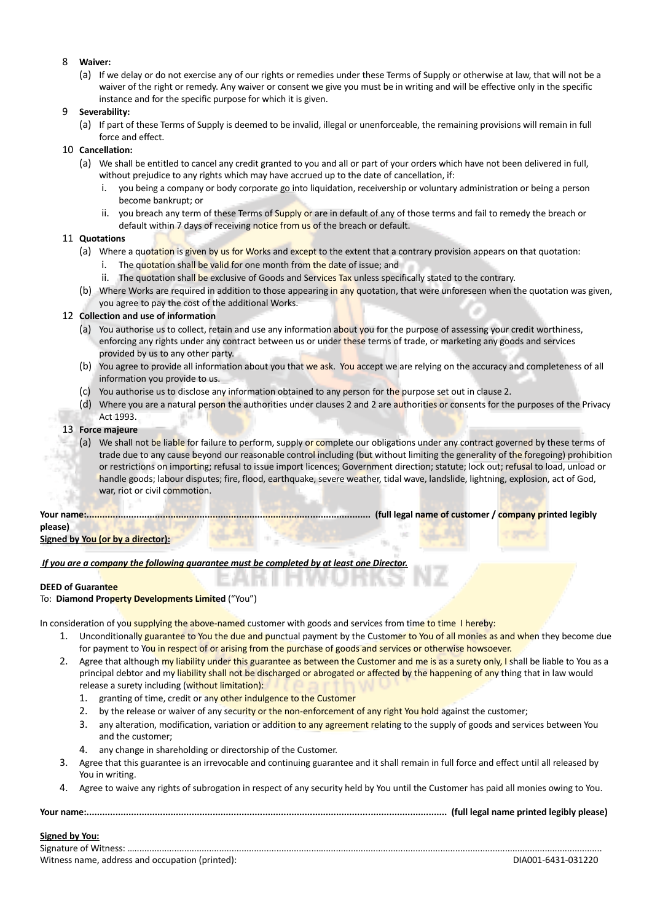8 **Waiver:**

(a) If we delay or do not exercise any of our rights or remedies under these Terms of Supply or otherwise at law, that will not be a waiver of the right or remedy. Any waiver or consent we give you must be in writing and will be effective only in the specific instance and for the specific purpose for which it is given.

9 **Severability:**

(a) If part of these Terms of Supply is deemed to be invalid, illegal or unenforceable, the remaining provisions will remain in full force and effect.

10 **Cancellation:**

(a) We shall be entitled to cancel any credit granted to you and all or part of your orders which have not been delivered in full, without prejudice to any rights which may have accrued up to the date of cancellation, if:

- i. you being a company or body corporate go into liquidation, receivership or voluntary administration or being a person become bankrupt; or
- ii. you breach any term of these Terms of Supply or are in default of any of those terms and fail to remedy the breach or default within 7 days of receiving notice from us of the breach or default.

11 **Quotations**

(a) Where a quotation is given by us for Works and except to the extent that a contrary provision appears on that quotation:

- i. The quotation shall be valid for one month from the date of issue; and
- ii. The quotation shall be exclusive of Goods and Services Tax unless specifically stated to the contrary.

(b) Where Works are required in addition to those appearing in any quotation, that were unforeseen when the quotation was given, you agree to pay the cost of the additional Works.

12 **Collection and use of information**

(a) You authorise us to collect, retain and use any information about you for the purpose of assessing your credit worthiness, enforcing any rights under any contract between us or under these terms of trade, or marketing any goods and services provided by us to any other party.

(b) You agree to provide all information about you that we ask. You accept we are relying on the accuracy and completeness of all information you provide to us.

(c) You authorise us to disclose any information obtained to any person for the purpose set out in clause 2.

(d) Where you are a natural person the authorities under clauses 2 and 2 are authorities or consents for the purposes of the Privacy Act 1993.

13 **Force majeure**

(a) We shall not be liable for failure to perform, supply or complete our obligations under any contract governed by these terms of trade due to any cause beyond our reasonable control including (but without limiting the generality of the foregoing) prohibition or restrictions on importing; refusal to issue import licences; Government direction; statute; lock out; refusal to load, unload or handle goods; labour disputes; fire, flood, earthquake, severe weather, tidal wave, landslide, lightning, explosion, act of God, war, riot or civil commotion.

**Your name:.......................................................................................................... (full legal name of customer / company printed legibly please)**

**Signed by You (or by a director):**

***If you are a company the following guarantee must be completed by at least one Director.***

**DEED of Guarantee**

To: **Diamond Property Developments Limited** ("You")

In consideration of you supplying the above-named customer with goods and services from time to time I hereby:

1. Unconditionally guarantee to You the due and punctual payment by the Customer to You of all monies as and when they become due for payment to You in respect of or arising from the purchase of goods and services or otherwise howsoever.
2. Agree that although my liability under this guarantee as between the Customer and me is as a surety only, I shall be liable to You as a principal debtor and my liability shall not be discharged or abrogated or affected by the happening of any thing that in law would release a surety including (without limitation):
   1. granting of time, credit or any other indulgence to the Customer
   2. by the release or waiver of any security or the non-enforcement of any right You hold against the customer;
   3. any alteration, modification, variation or addition to any agreement relating to the supply of goods and services between You and the customer;
   4. any change in shareholding or directorship of the Customer.
3. Agree that this guarantee is an irrevocable and continuing guarantee and it shall remain in full force and effect until all released by You in writing.
4. Agree to waive any rights of subrogation in respect of any security held by You until the Customer has paid all monies owing to You.

**Your name:....................................................................................................................... (full legal name printed legibly please)**

**Signed by You:**

Signature of Witness: ...................................................................................................................................................................

Witness name, address and occupation (printed):

DIA001-6431-031220